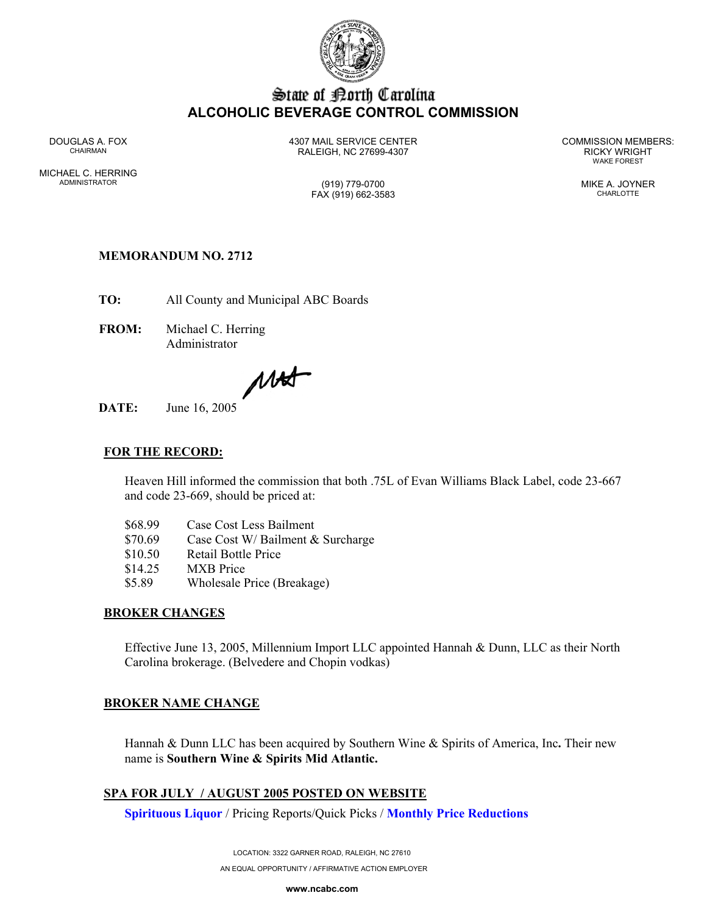# State of North Carolina
## ALCOHOLIC BEVERAGE CONTROL COMMISSION

DOUGLAS A. FOX
CHAIRMAN

MICHAEL C. HERRING
ADMINISTRATOR

4307 MAIL SERVICE CENTER
RALEIGH, NC 27699-4307

(919) 779-0700
FAX (919) 662-3583

COMMISSION MEMBERS:
RICKY WRIGHT
WAKE FOREST

MIKE A. JOYNER
CHARLOTTE

**MEMORANDUM NO. 2712**

**TO:** All County and Municipal ABC Boards

**FROM:** Michael C. Herring
Administrator

**DATE:** June 16, 2005

**FOR THE RECORD:**

Heaven Hill informed the commission that both .75L of Evan Williams Black Label, code 23-667 and code 23-669, should be priced at:

| | |
|---|---|
| $68.99 | Case Cost Less Bailment |
| $70.69 | Case Cost W/ Bailment & Surcharge |
| $10.50 | Retail Bottle Price |
| $14.25 | MXB Price |
| $5.89 | Wholesale Price (Breakage) |

**BROKER CHANGES**

Effective June 13, 2005, Millennium Import LLC appointed Hannah & Dunn, LLC as their North Carolina brokerage. (Belvedere and Chopin vodkas)

**BROKER NAME CHANGE**

Hannah & Dunn LLC has been acquired by Southern Wine & Spirits of America, Inc**.** Their new name is **Southern Wine & Spirits Mid Atlantic.**

**SPA FOR JULY / AUGUST 2005 POSTED ON WEBSITE**

**Spirituous Liquor** / Pricing Reports/Quick Picks / **Monthly Price Reductions**

LOCATION: 3322 GARNER ROAD, RALEIGH, NC 27610
AN EQUAL OPPORTUNITY / AFFIRMATIVE ACTION EMPLOYER
**www.ncabc.com**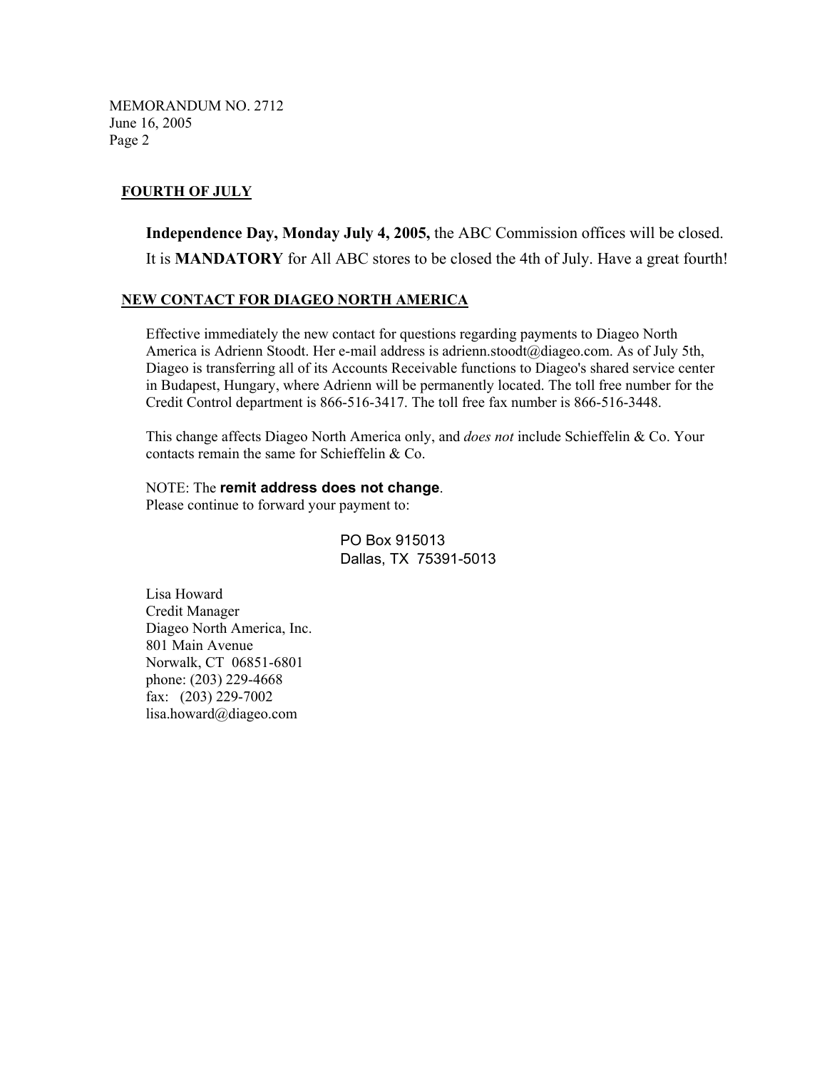## FOURTH OF JULY

**Independence Day, Monday July 4, 2005,** the ABC Commission offices will be closed. It is **MANDATORY** for All ABC stores to be closed the 4th of July. Have a great fourth!

## NEW CONTACT FOR DIAGEO NORTH AMERICA

Effective immediately the new contact for questions regarding payments to Diageo North America is Adrienn Stoodt. Her e-mail address is adrienn.stoodt@diageo.com. As of July 5th, Diageo is transferring all of its Accounts Receivable functions to Diageo's shared service center in Budapest, Hungary, where Adrienn will be permanently located. The toll free number for the Credit Control department is 866-516-3417. The toll free fax number is 866-516-3448.

This change affects Diageo North America only, and *does not* include Schieffelin & Co. Your contacts remain the same for Schieffelin & Co.

NOTE: The **remit address does not change**.
Please continue to forward your payment to:

PO Box 915013
Dallas, TX 75391-5013

Lisa Howard
Credit Manager
Diageo North America, Inc.
801 Main Avenue
Norwalk, CT 06851-6801
phone: (203) 229-4668
fax: (203) 229-7002
lisa.howard@diageo.com